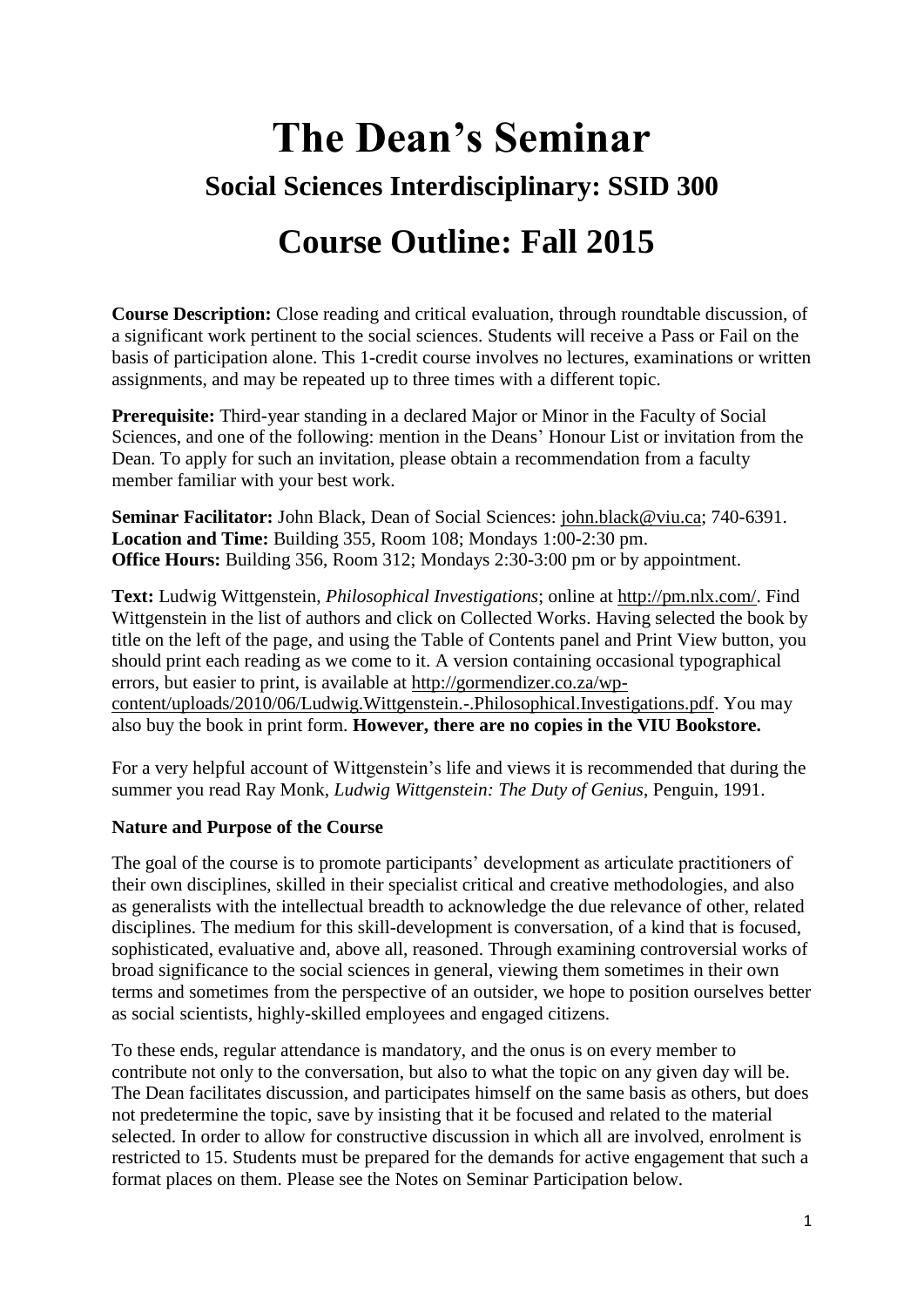# The Dean's Seminar

## Social Sciences Interdisciplinary: SSID 300

## Course Outline: Fall 2015

**Course Description:** Close reading and critical evaluation, through roundtable discussion, of a significant work pertinent to the social sciences. Students will receive a Pass or Fail on the basis of participation alone. This 1-credit course involves no lectures, examinations or written assignments, and may be repeated up to three times with a different topic.

**Prerequisite:** Third-year standing in a declared Major or Minor in the Faculty of Social Sciences, and one of the following: mention in the Deans' Honour List or invitation from the Dean. To apply for such an invitation, please obtain a recommendation from a faculty member familiar with your best work.

**Seminar Facilitator:** John Black, Dean of Social Sciences: john.black@viu.ca; 740-6391.
**Location and Time:** Building 355, Room 108; Mondays 1:00-2:30 pm.
**Office Hours:** Building 356, Room 312; Mondays 2:30-3:00 pm or by appointment.

**Text:** Ludwig Wittgenstein, *Philosophical Investigations*; online at http://pm.nlx.com/. Find Wittgenstein in the list of authors and click on Collected Works. Having selected the book by title on the left of the page, and using the Table of Contents panel and Print View button, you should print each reading as we come to it. A version containing occasional typographical errors, but easier to print, is available at http://gormendizer.co.za/wp-content/uploads/2010/06/Ludwig.Wittgenstein.-.Philosophical.Investigations.pdf. You may also buy the book in print form. **However, there are no copies in the VIU Bookstore.**

For a very helpful account of Wittgenstein's life and views it is recommended that during the summer you read Ray Monk, *Ludwig Wittgenstein: The Duty of Genius*, Penguin, 1991.

**Nature and Purpose of the Course**

The goal of the course is to promote participants' development as articulate practitioners of their own disciplines, skilled in their specialist critical and creative methodologies, and also as generalists with the intellectual breadth to acknowledge the due relevance of other, related disciplines. The medium for this skill-development is conversation, of a kind that is focused, sophisticated, evaluative and, above all, reasoned. Through examining controversial works of broad significance to the social sciences in general, viewing them sometimes in their own terms and sometimes from the perspective of an outsider, we hope to position ourselves better as social scientists, highly-skilled employees and engaged citizens.

To these ends, regular attendance is mandatory, and the onus is on every member to contribute not only to the conversation, but also to what the topic on any given day will be. The Dean facilitates discussion, and participates himself on the same basis as others, but does not predetermine the topic, save by insisting that it be focused and related to the material selected. In order to allow for constructive discussion in which all are involved, enrolment is restricted to 15. Students must be prepared for the demands for active engagement that such a format places on them. Please see the Notes on Seminar Participation below.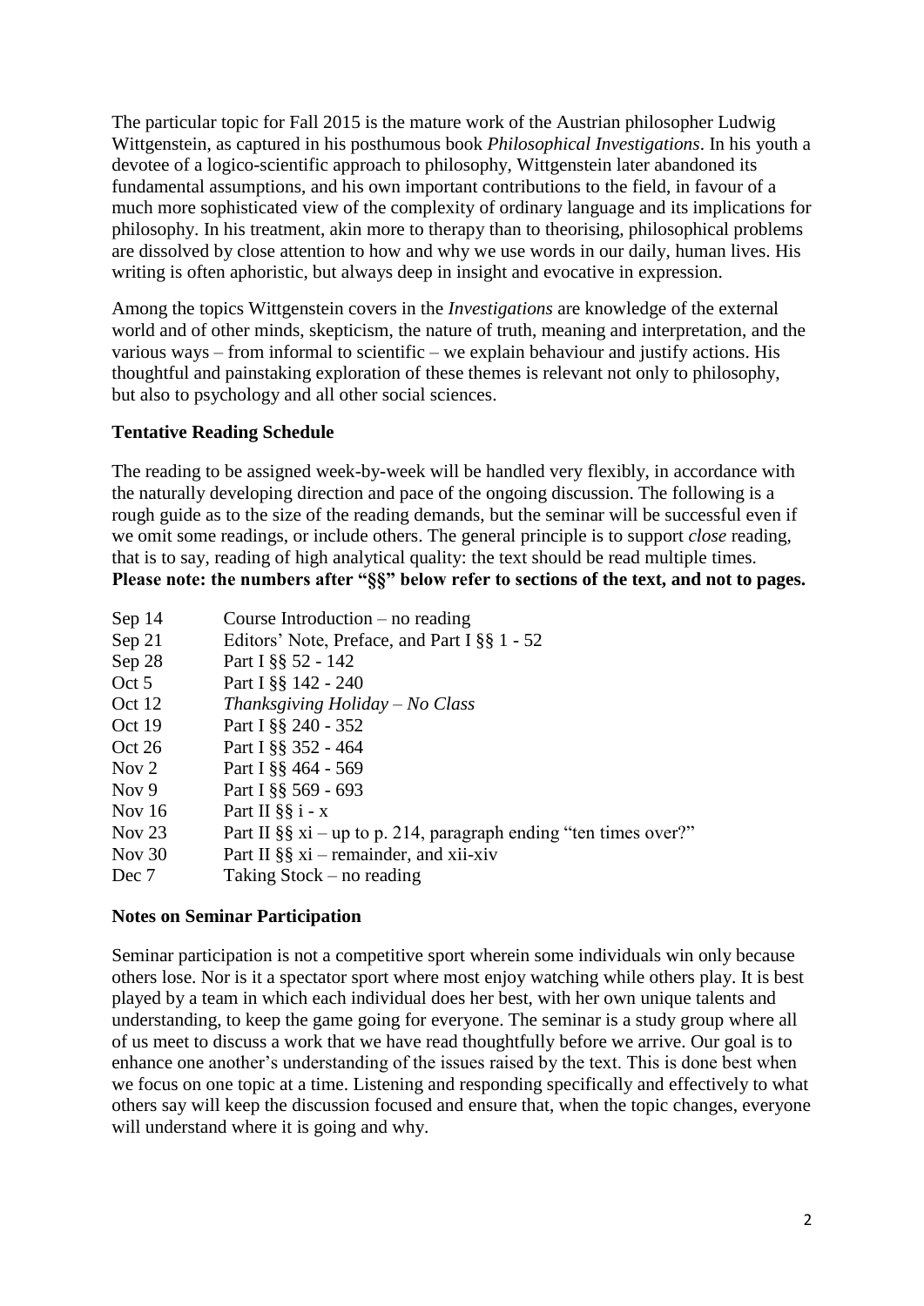The particular topic for Fall 2015 is the mature work of the Austrian philosopher Ludwig Wittgenstein, as captured in his posthumous book *Philosophical Investigations*. In his youth a devotee of a logico-scientific approach to philosophy, Wittgenstein later abandoned its fundamental assumptions, and his own important contributions to the field, in favour of a much more sophisticated view of the complexity of ordinary language and its implications for philosophy. In his treatment, akin more to therapy than to theorising, philosophical problems are dissolved by close attention to how and why we use words in our daily, human lives. His writing is often aphoristic, but always deep in insight and evocative in expression.

Among the topics Wittgenstein covers in the *Investigations* are knowledge of the external world and of other minds, skepticism, the nature of truth, meaning and interpretation, and the various ways – from informal to scientific – we explain behaviour and justify actions. His thoughtful and painstaking exploration of these themes is relevant not only to philosophy, but also to psychology and all other social sciences.

**Tentative Reading Schedule**

The reading to be assigned week-by-week will be handled very flexibly, in accordance with the naturally developing direction and pace of the ongoing discussion. The following is a rough guide as to the size of the reading demands, but the seminar will be successful even if we omit some readings, or include others. The general principle is to support *close* reading, that is to say, reading of high analytical quality: the text should be read multiple times.
**Please note: the numbers after "§§" below refer to sections of the text, and not to pages.**

| | |
|---|---|
| Sep 14 | Course Introduction – no reading |
| Sep 21 | Editors' Note, Preface, and Part I §§ 1 - 52 |
| Sep 28 | Part I §§ 52 - 142 |
| Oct 5 | Part I §§ 142 - 240 |
| Oct 12 | *Thanksgiving Holiday – No Class* |
| Oct 19 | Part I §§ 240 - 352 |
| Oct 26 | Part I §§ 352 - 464 |
| Nov 2 | Part I §§ 464 - 569 |
| Nov 9 | Part I §§ 569 - 693 |
| Nov 16 | Part II §§ i - x |
| Nov 23 | Part II §§ xi – up to p. 214, paragraph ending "ten times over?" |
| Nov 30 | Part II §§ xi – remainder, and xii-xiv |
| Dec 7 | Taking Stock – no reading |

**Notes on Seminar Participation**

Seminar participation is not a competitive sport wherein some individuals win only because others lose. Nor is it a spectator sport where most enjoy watching while others play. It is best played by a team in which each individual does her best, with her own unique talents and understanding, to keep the game going for everyone. The seminar is a study group where all of us meet to discuss a work that we have read thoughtfully before we arrive. Our goal is to enhance one another's understanding of the issues raised by the text. This is done best when we focus on one topic at a time. Listening and responding specifically and effectively to what others say will keep the discussion focused and ensure that, when the topic changes, everyone will understand where it is going and why.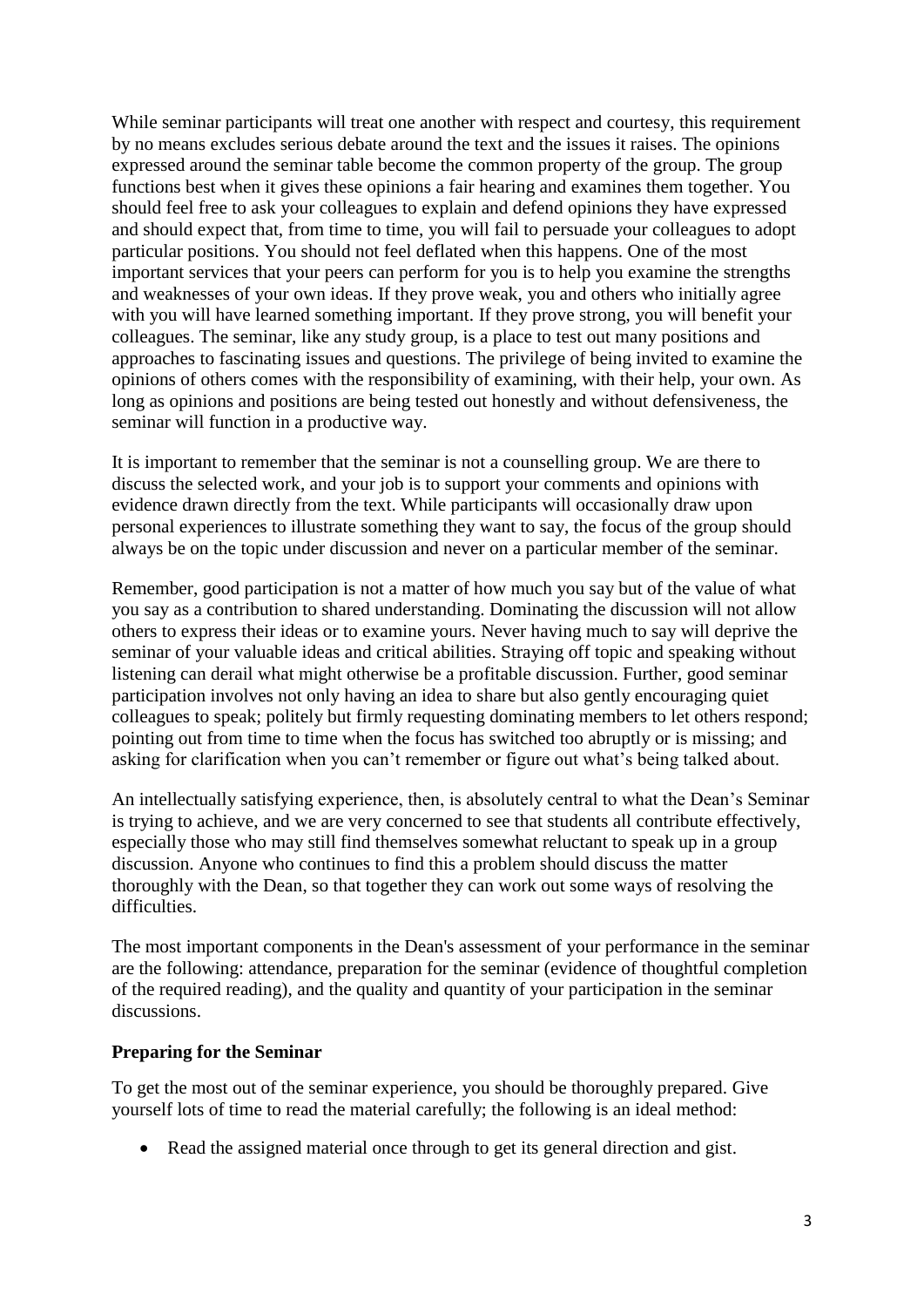While seminar participants will treat one another with respect and courtesy, this requirement by no means excludes serious debate around the text and the issues it raises. The opinions expressed around the seminar table become the common property of the group. The group functions best when it gives these opinions a fair hearing and examines them together. You should feel free to ask your colleagues to explain and defend opinions they have expressed and should expect that, from time to time, you will fail to persuade your colleagues to adopt particular positions. You should not feel deflated when this happens. One of the most important services that your peers can perform for you is to help you examine the strengths and weaknesses of your own ideas. If they prove weak, you and others who initially agree with you will have learned something important. If they prove strong, you will benefit your colleagues. The seminar, like any study group, is a place to test out many positions and approaches to fascinating issues and questions. The privilege of being invited to examine the opinions of others comes with the responsibility of examining, with their help, your own. As long as opinions and positions are being tested out honestly and without defensiveness, the seminar will function in a productive way.

It is important to remember that the seminar is not a counselling group. We are there to discuss the selected work, and your job is to support your comments and opinions with evidence drawn directly from the text. While participants will occasionally draw upon personal experiences to illustrate something they want to say, the focus of the group should always be on the topic under discussion and never on a particular member of the seminar.

Remember, good participation is not a matter of how much you say but of the value of what you say as a contribution to shared understanding. Dominating the discussion will not allow others to express their ideas or to examine yours. Never having much to say will deprive the seminar of your valuable ideas and critical abilities. Straying off topic and speaking without listening can derail what might otherwise be a profitable discussion. Further, good seminar participation involves not only having an idea to share but also gently encouraging quiet colleagues to speak; politely but firmly requesting dominating members to let others respond; pointing out from time to time when the focus has switched too abruptly or is missing; and asking for clarification when you can't remember or figure out what's being talked about.

An intellectually satisfying experience, then, is absolutely central to what the Dean's Seminar is trying to achieve, and we are very concerned to see that students all contribute effectively, especially those who may still find themselves somewhat reluctant to speak up in a group discussion. Anyone who continues to find this a problem should discuss the matter thoroughly with the Dean, so that together they can work out some ways of resolving the difficulties.

The most important components in the Dean's assessment of your performance in the seminar are the following: attendance, preparation for the seminar (evidence of thoughtful completion of the required reading), and the quality and quantity of your participation in the seminar discussions.

**Preparing for the Seminar**

To get the most out of the seminar experience, you should be thoroughly prepared. Give yourself lots of time to read the material carefully; the following is an ideal method:

- Read the assigned material once through to get its general direction and gist.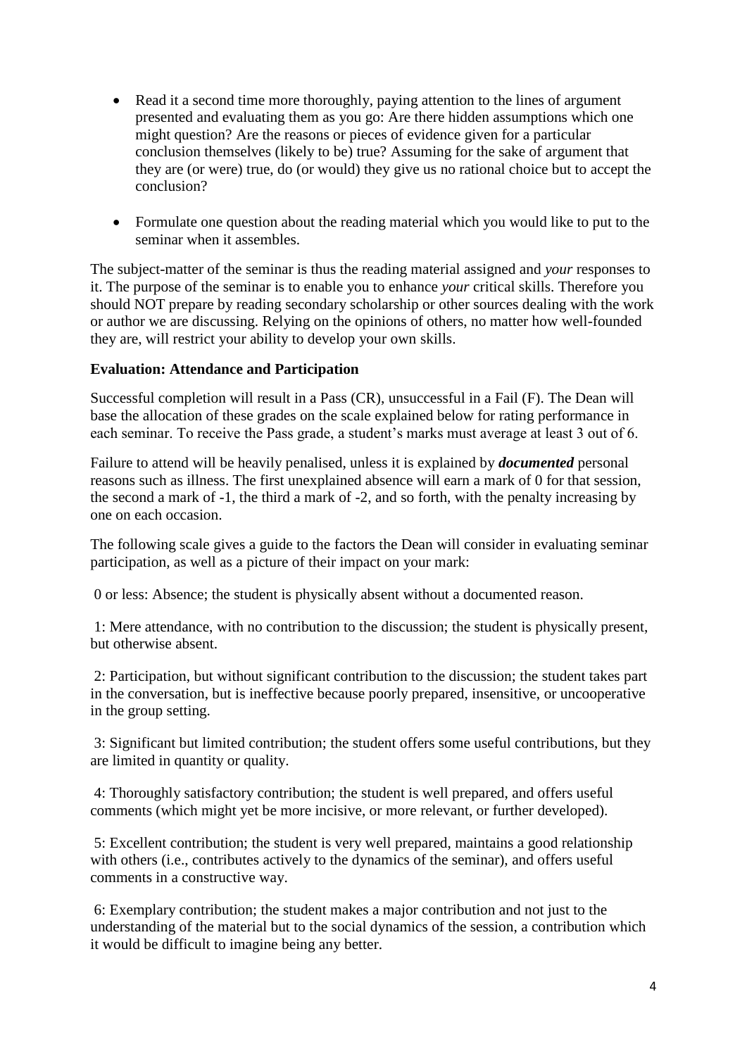- Read it a second time more thoroughly, paying attention to the lines of argument presented and evaluating them as you go: Are there hidden assumptions which one might question? Are the reasons or pieces of evidence given for a particular conclusion themselves (likely to be) true? Assuming for the sake of argument that they are (or were) true, do (or would) they give us no rational choice but to accept the conclusion?

- Formulate one question about the reading material which you would like to put to the seminar when it assembles.

The subject-matter of the seminar is thus the reading material assigned and *your* responses to it. The purpose of the seminar is to enable you to enhance *your* critical skills. Therefore you should NOT prepare by reading secondary scholarship or other sources dealing with the work or author we are discussing. Relying on the opinions of others, no matter how well-founded they are, will restrict your ability to develop your own skills.

**Evaluation: Attendance and Participation**

Successful completion will result in a Pass (CR), unsuccessful in a Fail (F). The Dean will base the allocation of these grades on the scale explained below for rating performance in each seminar. To receive the Pass grade, a student's marks must average at least 3 out of 6.

Failure to attend will be heavily penalised, unless it is explained by ***documented*** personal reasons such as illness. The first unexplained absence will earn a mark of 0 for that session, the second a mark of -1, the third a mark of -2, and so forth, with the penalty increasing by one on each occasion.

The following scale gives a guide to the factors the Dean will consider in evaluating seminar participation, as well as a picture of their impact on your mark:

0 or less: Absence; the student is physically absent without a documented reason.

1: Mere attendance, with no contribution to the discussion; the student is physically present, but otherwise absent.

2: Participation, but without significant contribution to the discussion; the student takes part in the conversation, but is ineffective because poorly prepared, insensitive, or uncooperative in the group setting.

3: Significant but limited contribution; the student offers some useful contributions, but they are limited in quantity or quality.

4: Thoroughly satisfactory contribution; the student is well prepared, and offers useful comments (which might yet be more incisive, or more relevant, or further developed).

5: Excellent contribution; the student is very well prepared, maintains a good relationship with others (i.e., contributes actively to the dynamics of the seminar), and offers useful comments in a constructive way.

6: Exemplary contribution; the student makes a major contribution and not just to the understanding of the material but to the social dynamics of the session, a contribution which it would be difficult to imagine being any better.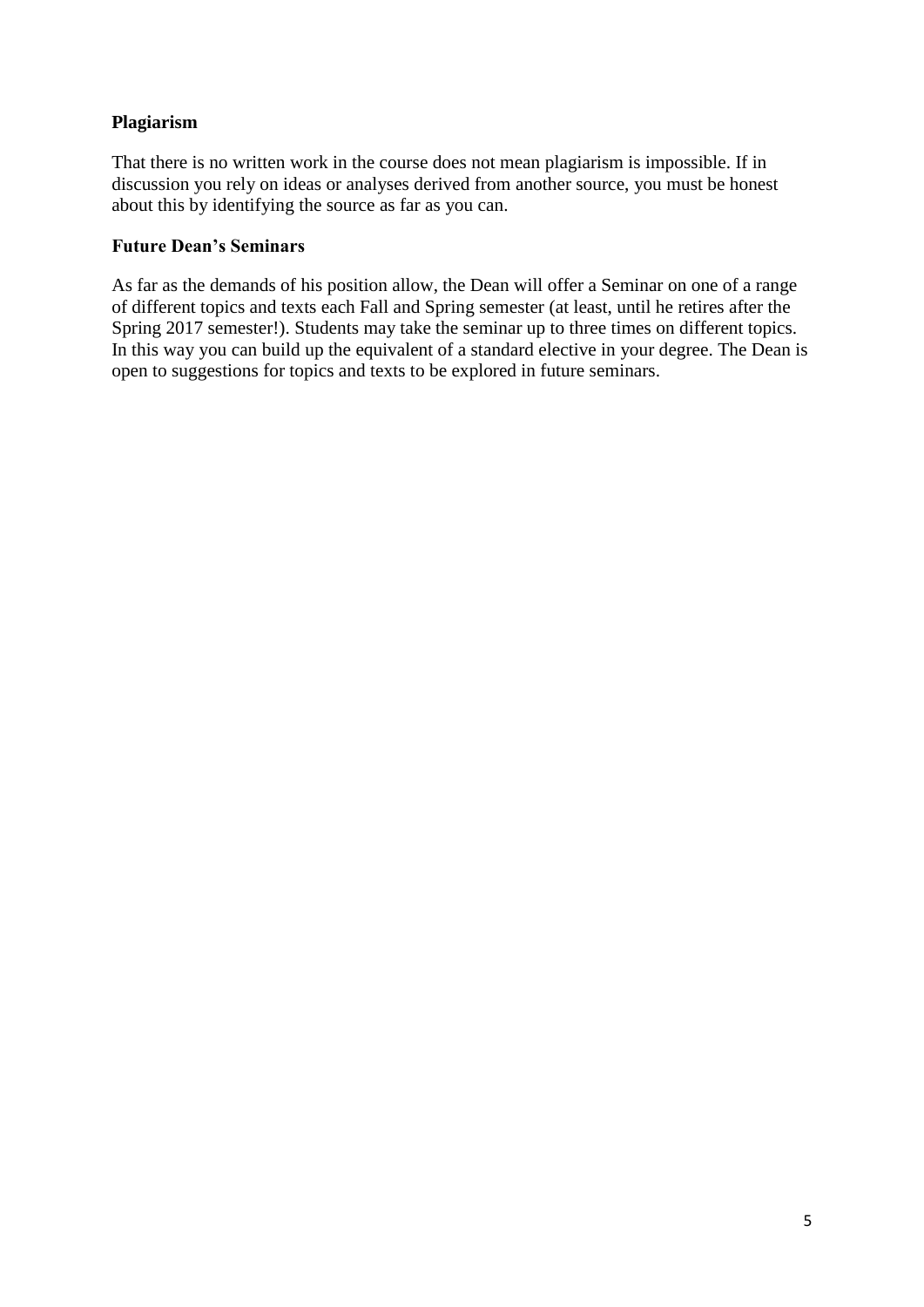**Plagiarism**

That there is no written work in the course does not mean plagiarism is impossible. If in discussion you rely on ideas or analyses derived from another source, you must be honest about this by identifying the source as far as you can.

**Future Dean's Seminars**

As far as the demands of his position allow, the Dean will offer a Seminar on one of a range of different topics and texts each Fall and Spring semester (at least, until he retires after the Spring 2017 semester!). Students may take the seminar up to three times on different topics. In this way you can build up the equivalent of a standard elective in your degree. The Dean is open to suggestions for topics and texts to be explored in future seminars.